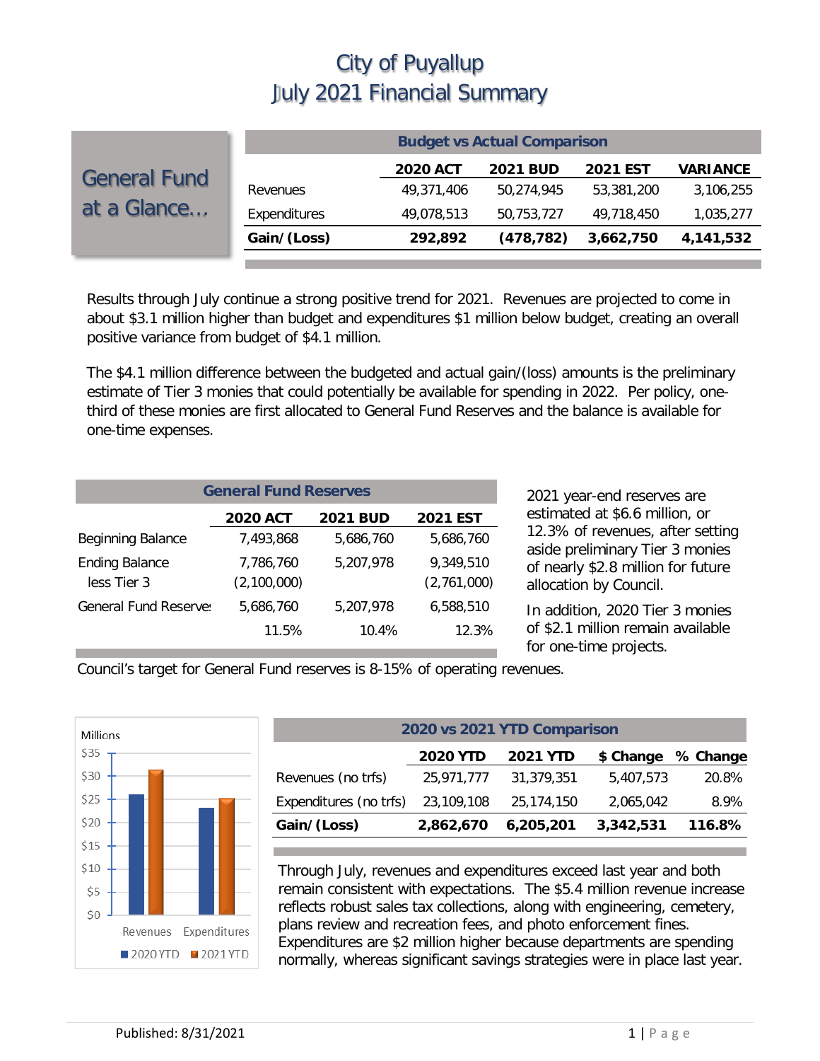# City of Puyallup
# July 2021 Financial Summary

## General Fund at a Glance…

| Budget vs Actual Comparison | 2020 ACT | 2021 BUD | 2021 EST | VARIANCE |
|---|---|---|---|---|
| Revenues | 49,371,406 | 50,274,945 | 53,381,200 | 3,106,255 |
| Expenditures | 49,078,513 | 50,753,727 | 49,718,450 | 1,035,277 |
| **Gain/(Loss)** | **292,892** | **(478,782)** | **3,662,750** | **4,141,532** |

Results through July continue a strong positive trend for 2021. Revenues are projected to come in about $3.1 million higher than budget and expenditures $1 million below budget, creating an overall positive variance from budget of $4.1 million.

The $4.1 million difference between the budgeted and actual gain/(loss) amounts is the preliminary estimate of Tier 3 monies that could potentially be available for spending in 2022. Per policy, one-third of these monies are first allocated to General Fund Reserves and the balance is available for one-time expenses.

| General Fund Reserves | 2020 ACT | 2021 BUD | 2021 EST |
|---|---|---|---|
| Beginning Balance | 7,493,868 | 5,686,760 | 5,686,760 |
| Ending Balance | 7,786,760 | 5,207,978 | 9,349,510 |
| less Tier 3 | (2,100,000) | | (2,761,000) |
| General Fund Reserve | 5,686,760 | 5,207,978 | 6,588,510 |
| | 11.5% | 10.4% | 12.3% |

2021 year-end reserves are estimated at $6.6 million, or 12.3% of revenues, after setting aside preliminary Tier 3 monies of nearly $2.8 million for future allocation by Council.

In addition, 2020 Tier 3 monies of $2.1 million remain available for one-time projects.

Council's target for General Fund reserves is 8-15% of operating revenues.

| 2020 vs 2021 YTD Comparison | 2020 YTD | 2021 YTD | $ Change | % Change |
|---|---|---|---|---|
| Revenues (no trfs) | 25,971,777 | 31,379,351 | 5,407,573 | 20.8% |
| Expenditures (no trfs) | 23,109,108 | 25,174,150 | 2,065,042 | 8.9% |
| **Gain/(Loss)** | **2,862,670** | **6,205,201** | **3,342,531** | **116.8%** |

Through July, revenues and expenditures exceed last year and both remain consistent with expectations. The $5.4 million revenue increase reflects robust sales tax collections, along with engineering, cemetery, plans review and recreation fees, and photo enforcement fines. Expenditures are $2 million higher because departments are spending normally, whereas significant savings strategies were in place last year.

Published: 8/31/2021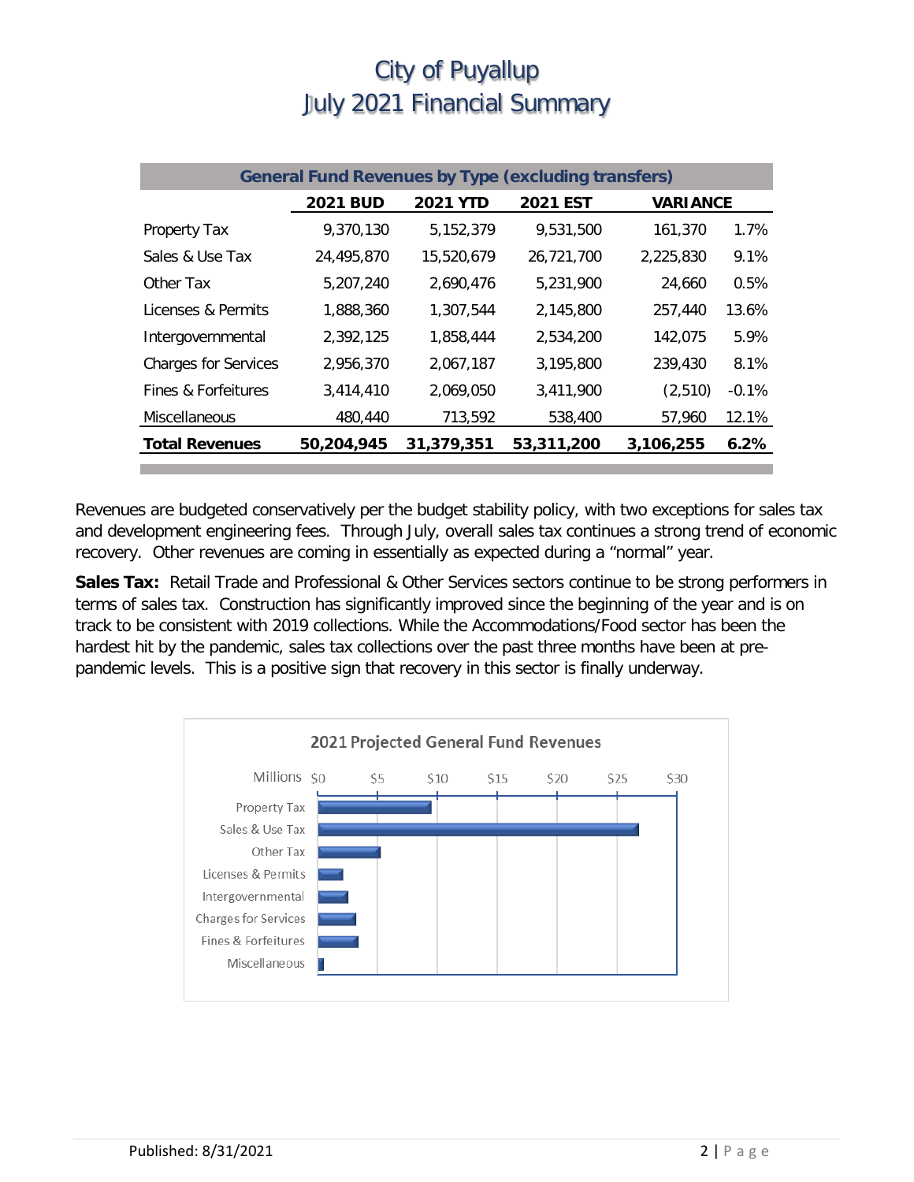# City of Puyallup
# July 2021 Financial Summary

| General Fund Revenues by Type (excluding transfers) | | | | | |
|---|---|---|---|---|---|
| | **2021 BUD** | **2021 YTD** | **2021 EST** | **VARIANCE** | |
| Property Tax | 9,370,130 | 5,152,379 | 9,531,500 | 161,370 | 1.7% |
| Sales & Use Tax | 24,495,870 | 15,520,679 | 26,721,700 | 2,225,830 | 9.1% |
| Other Tax | 5,207,240 | 2,690,476 | 5,231,900 | 24,660 | 0.5% |
| Licenses & Permits | 1,888,360 | 1,307,544 | 2,145,800 | 257,440 | 13.6% |
| Intergovernmental | 2,392,125 | 1,858,444 | 2,534,200 | 142,075 | 5.9% |
| Charges for Services | 2,956,370 | 2,067,187 | 3,195,800 | 239,430 | 8.1% |
| Fines & Forfeitures | 3,414,410 | 2,069,050 | 3,411,900 | (2,510) | -0.1% |
| Miscellaneous | 480,440 | 713,592 | 538,400 | 57,960 | 12.1% |
| **Total Revenues** | **50,204,945** | **31,379,351** | **53,311,200** | **3,106,255** | **6.2%** |

Revenues are budgeted conservatively per the budget stability policy, with two exceptions for sales tax and development engineering fees. Through July, overall sales tax continues a strong trend of economic recovery. Other revenues are coming in essentially as expected during a "normal" year.

**Sales Tax:** Retail Trade and Professional & Other Services sectors continue to be strong performers in terms of sales tax. Construction has significantly improved since the beginning of the year and is on track to be consistent with 2019 collections. While the Accommodations/Food sector has been the hardest hit by the pandemic, sales tax collections over the past three months have been at pre-pandemic levels. This is a positive sign that recovery in this sector is finally underway.

2021 Projected General Fund Revenues

| Category | Millions |
|---|---|
| Property Tax | ~$9.5 |
| Sales & Use Tax | ~$26.7 |
| Other Tax | ~$5.2 |
| Licenses & Permits | ~$2.1 |
| Intergovernmental | ~$2.5 |
| Charges for Services | ~$3.2 |
| Fines & Forfeitures | ~$3.4 |
| Miscellaneous | ~$0.5 |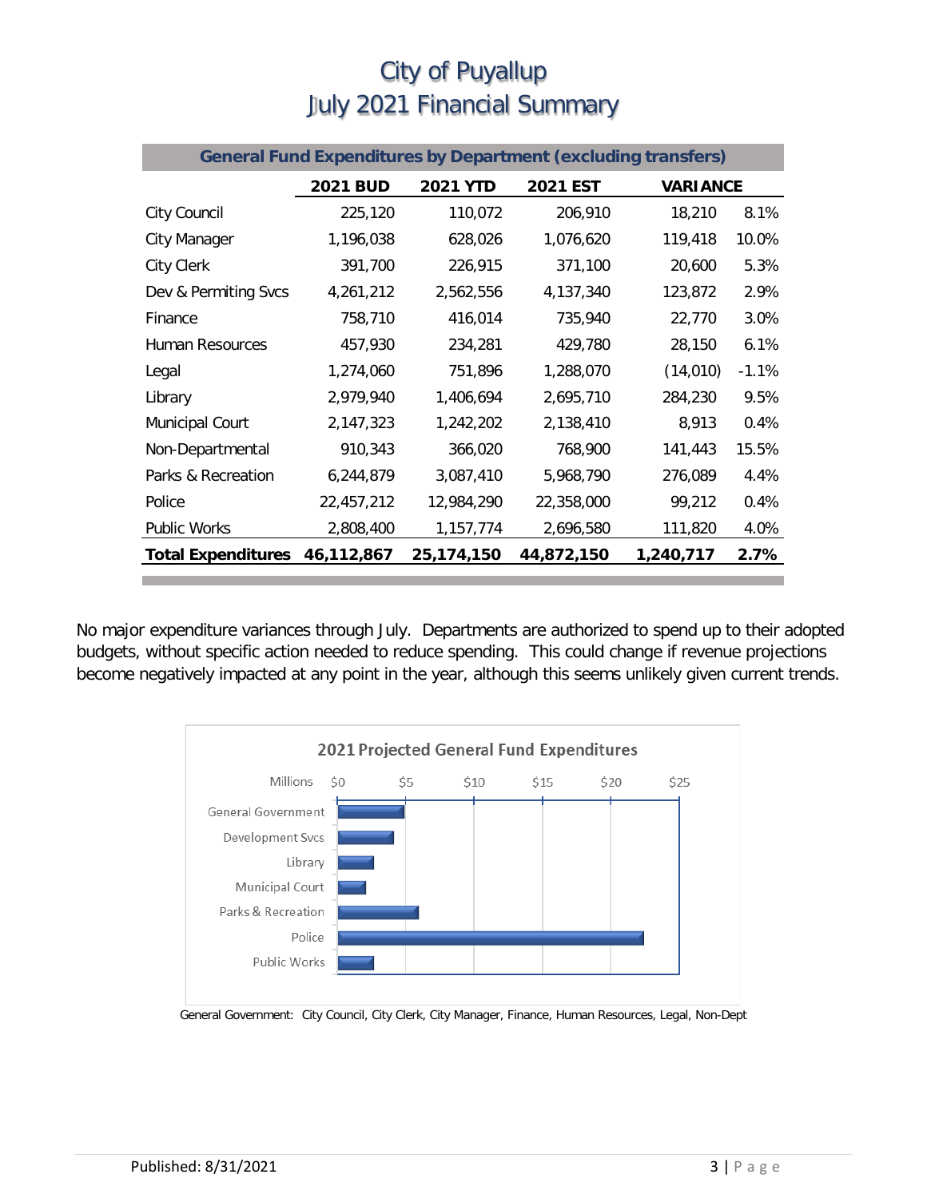# City of Puyallup
# July 2021 Financial Summary

| General Fund Expenditures by Department (excluding transfers) | | | | | |
|---|---|---|---|---|---|
| | **2021 BUD** | **2021 YTD** | **2021 EST** | **VARIANCE** | |
| City Council | 225,120 | 110,072 | 206,910 | 18,210 | 8.1% |
| City Manager | 1,196,038 | 628,026 | 1,076,620 | 119,418 | 10.0% |
| City Clerk | 391,700 | 226,915 | 371,100 | 20,600 | 5.3% |
| Dev & Permiting Svcs | 4,261,212 | 2,562,556 | 4,137,340 | 123,872 | 2.9% |
| Finance | 758,710 | 416,014 | 735,940 | 22,770 | 3.0% |
| Human Resources | 457,930 | 234,281 | 429,780 | 28,150 | 6.1% |
| Legal | 1,274,060 | 751,896 | 1,288,070 | (14,010) | -1.1% |
| Library | 2,979,940 | 1,406,694 | 2,695,710 | 284,230 | 9.5% |
| Municipal Court | 2,147,323 | 1,242,202 | 2,138,410 | 8,913 | 0.4% |
| Non-Departmental | 910,343 | 366,020 | 768,900 | 141,443 | 15.5% |
| Parks & Recreation | 6,244,879 | 3,087,410 | 5,968,790 | 276,089 | 4.4% |
| Police | 22,457,212 | 12,984,290 | 22,358,000 | 99,212 | 0.4% |
| Public Works | 2,808,400 | 1,157,774 | 2,696,580 | 111,820 | 4.0% |
| **Total Expenditures** | **46,112,867** | **25,174,150** | **44,872,150** | **1,240,717** | **2.7%** |

No major expenditure variances through July. Departments are authorized to spend up to their adopted budgets, without specific action needed to reduce spending. This could change if revenue projections become negatively impacted at any point in the year, although this seems unlikely given current trends.

**2021 Projected General Fund Expenditures**

General Government: City Council, City Clerk, City Manager, Finance, Human Resources, Legal, Non-Dept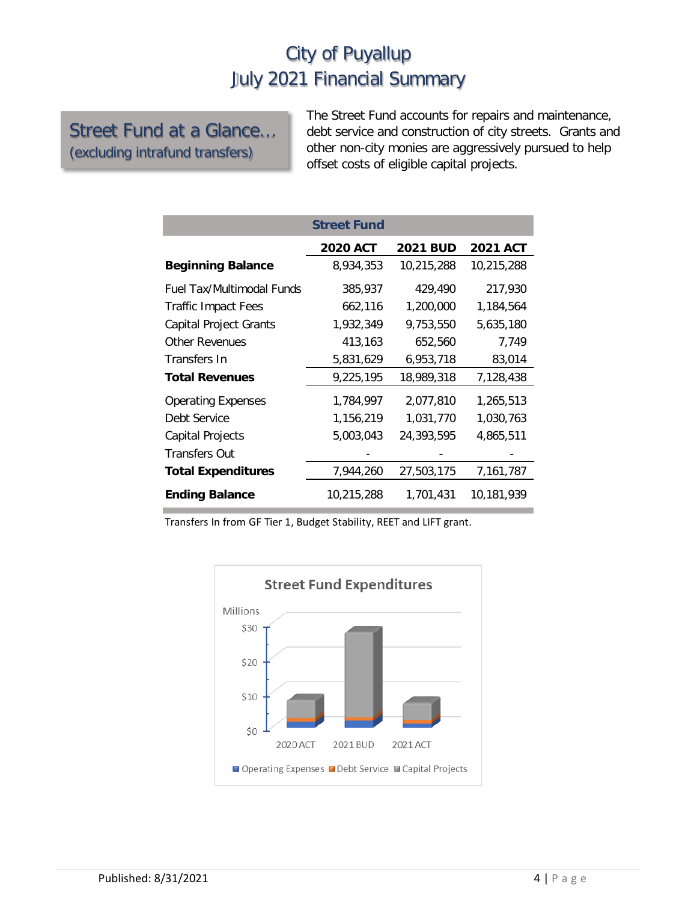## Street Fund at a Glance…
(excluding intrafund transfers)

The Street Fund accounts for repairs and maintenance, debt service and construction of city streets. Grants and other non-city monies are aggressively pursued to help offset costs of eligible capital projects.

| **Street Fund** | | | |
|---|---|---|---|
| | **2020 ACT** | **2021 BUD** | **2021 ACT** |
| **Beginning Balance** | 8,934,353 | 10,215,288 | 10,215,288 |
| Fuel Tax/Multimodal Funds | 385,937 | 429,490 | 217,930 |
| Traffic Impact Fees | 662,116 | 1,200,000 | 1,184,564 |
| Capital Project Grants | 1,932,349 | 9,753,550 | 5,635,180 |
| Other Revenues | 413,163 | 652,560 | 7,749 |
| Transfers In | 5,831,629 | 6,953,718 | 83,014 |
| **Total Revenues** | 9,225,195 | 18,989,318 | 7,128,438 |
| Operating Expenses | 1,784,997 | 2,077,810 | 1,265,513 |
| Debt Service | 1,156,219 | 1,031,770 | 1,030,763 |
| Capital Projects | 5,003,043 | 24,393,595 | 4,865,511 |
| Transfers Out | - | - | - |
| **Total Expenditures** | 7,944,260 | 27,503,175 | 7,161,787 |
| **Ending Balance** | 10,215,288 | 1,701,431 | 10,181,939 |

Transfers In from GF Tier 1, Budget Stability, REET and LIFT grant.

**Street Fund Expenditures**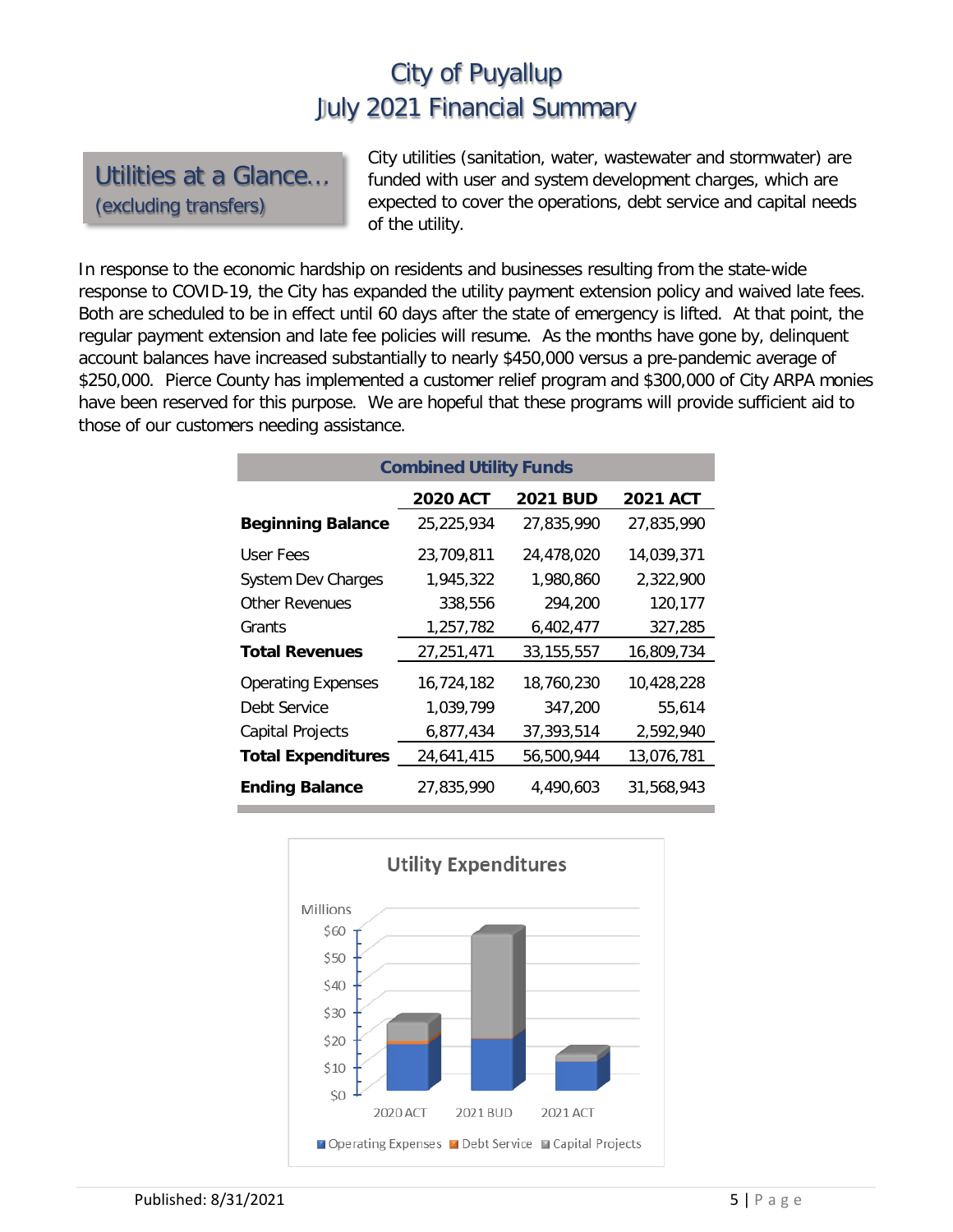# City of Puyallup
# July 2021 Financial Summary

## Utilities at a Glance…
(excluding transfers)

City utilities (sanitation, water, wastewater and stormwater) are funded with user and system development charges, which are expected to cover the operations, debt service and capital needs of the utility.

In response to the economic hardship on residents and businesses resulting from the state-wide response to COVID-19, the City has expanded the utility payment extension policy and waived late fees. Both are scheduled to be in effect until 60 days after the state of emergency is lifted. At that point, the regular payment extension and late fee policies will resume. As the months have gone by, delinquent account balances have increased substantially to nearly $450,000 versus a pre-pandemic average of $250,000. Pierce County has implemented a customer relief program and $300,000 of City ARPA monies have been reserved for this purpose. We are hopeful that these programs will provide sufficient aid to those of our customers needing assistance.

**Combined Utility Funds**

| | 2020 ACT | 2021 BUD | 2021 ACT |
|---|---|---|---|
| **Beginning Balance** | 25,225,934 | 27,835,990 | 27,835,990 |
| User Fees | 23,709,811 | 24,478,020 | 14,039,371 |
| System Dev Charges | 1,945,322 | 1,980,860 | 2,322,900 |
| Other Revenues | 338,556 | 294,200 | 120,177 |
| Grants | 1,257,782 | 6,402,477 | 327,285 |
| **Total Revenues** | 27,251,471 | 33,155,557 | 16,809,734 |
| Operating Expenses | 16,724,182 | 18,760,230 | 10,428,228 |
| Debt Service | 1,039,799 | 347,200 | 55,614 |
| Capital Projects | 6,877,434 | 37,393,514 | 2,592,940 |
| **Total Expenditures** | 24,641,415 | 56,500,944 | 13,076,781 |
| **Ending Balance** | 27,835,990 | 4,490,603 | 31,568,943 |

**Utility Expenditures**

Millions: $0 – $60 | 2020 ACT, 2021 BUD, 2021 ACT | Operating Expenses, Debt Service, Capital Projects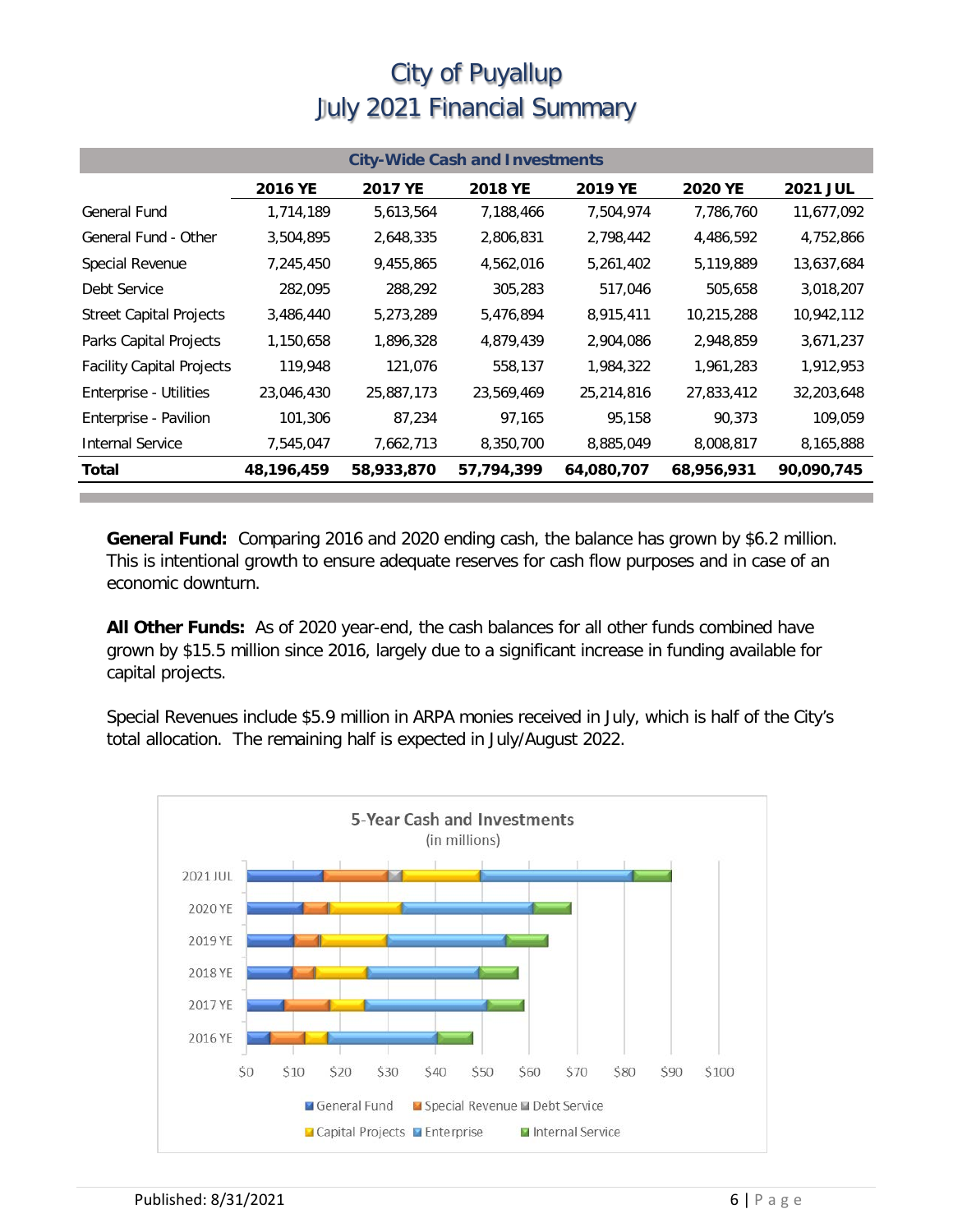# City of Puyallup
# July 2021 Financial Summary

| City-Wide Cash and Investments | | | | | | |
|---|---|---|---|---|---|---|
| | **2016 YE** | **2017 YE** | **2018 YE** | **2019 YE** | **2020 YE** | **2021 JUL** |
| General Fund | 1,714,189 | 5,613,564 | 7,188,466 | 7,504,974 | 7,786,760 | 11,677,092 |
| General Fund - Other | 3,504,895 | 2,648,335 | 2,806,831 | 2,798,442 | 4,486,592 | 4,752,866 |
| Special Revenue | 7,245,450 | 9,455,865 | 4,562,016 | 5,261,402 | 5,119,889 | 13,637,684 |
| Debt Service | 282,095 | 288,292 | 305,283 | 517,046 | 505,658 | 3,018,207 |
| Street Capital Projects | 3,486,440 | 5,273,289 | 5,476,894 | 8,915,411 | 10,215,288 | 10,942,112 |
| Parks Capital Projects | 1,150,658 | 1,896,328 | 4,879,439 | 2,904,086 | 2,948,859 | 3,671,237 |
| Facility Capital Projects | 119,948 | 121,076 | 558,137 | 1,984,322 | 1,961,283 | 1,912,953 |
| Enterprise - Utilities | 23,046,430 | 25,887,173 | 23,569,469 | 25,214,816 | 27,833,412 | 32,203,648 |
| Enterprise - Pavilion | 101,306 | 87,234 | 97,165 | 95,158 | 90,373 | 109,059 |
| Internal Service | 7,545,047 | 7,662,713 | 8,350,700 | 8,885,049 | 8,008,817 | 8,165,888 |
| **Total** | **48,196,459** | **58,933,870** | **57,794,399** | **64,080,707** | **68,956,931** | **90,090,745** |

**General Fund:** Comparing 2016 and 2020 ending cash, the balance has grown by $6.2 million. This is intentional growth to ensure adequate reserves for cash flow purposes and in case of an economic downturn.

**All Other Funds:** As of 2020 year-end, the cash balances for all other funds combined have grown by $15.5 million since 2016, largely due to a significant increase in funding available for capital projects.

Special Revenues include $5.9 million in ARPA monies received in July, which is half of the City's total allocation. The remaining half is expected in July/August 2022.

**5-Year Cash and Investments**
(in millions)

Categories: 2021 JUL, 2020 YE, 2019 YE, 2018 YE, 2017 YE, 2016 YE

Axis: $0, $10, $20, $30, $40, $50, $60, $70, $80, $90, $100

Legend: General Fund, Special Revenue, Debt Service, Capital Projects, Enterprise, Internal Service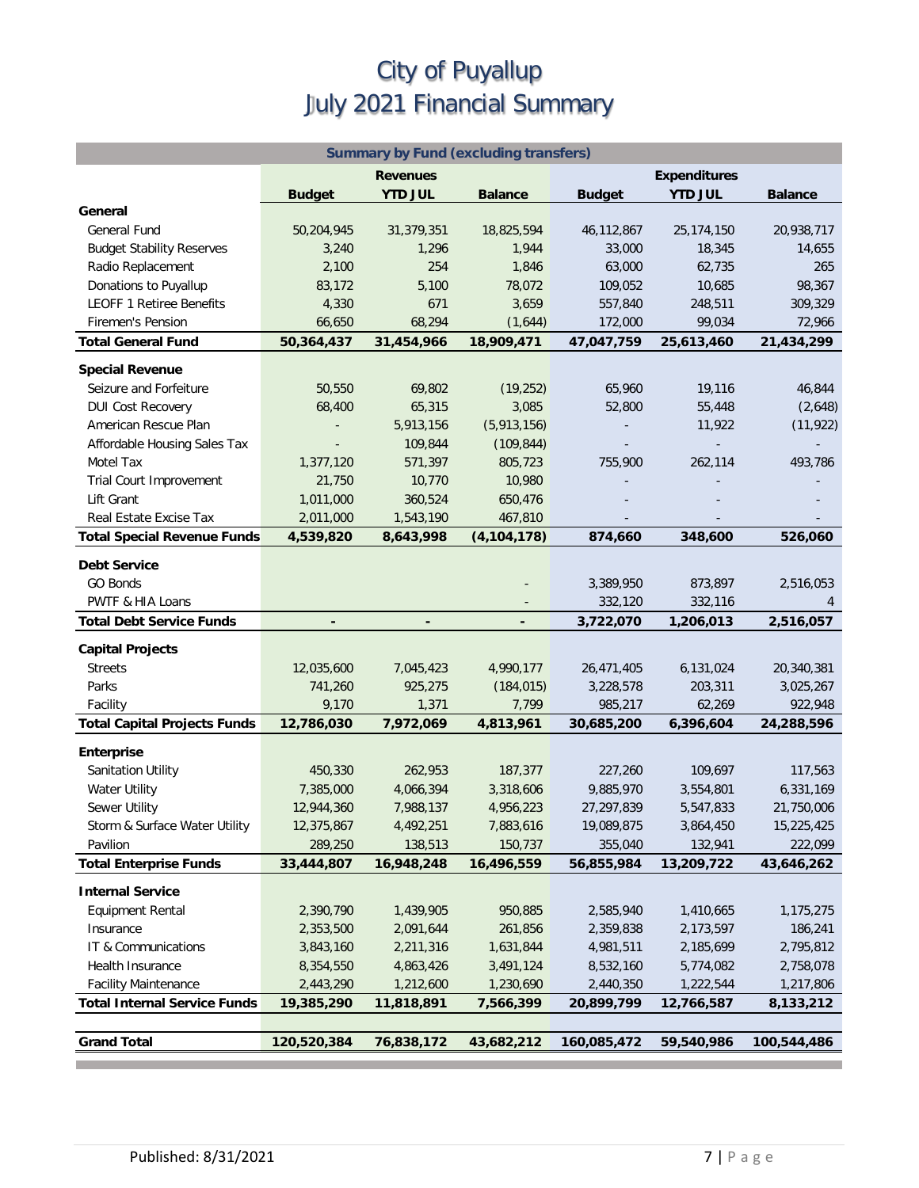# City of Puyallup
# July 2021 Financial Summary

| Summary by Fund (excluding transfers) | | | | | | |
|---|---|---|---|---|---|---|
| | Revenues | | | Expenditures | | |
| | **Budget** | **YTD JUL** | **Balance** | **Budget** | **YTD JUL** | **Balance** |
| **General** | | | | | | |
| General Fund | 50,204,945 | 31,379,351 | 18,825,594 | 46,112,867 | 25,174,150 | 20,938,717 |
| Budget Stability Reserves | 3,240 | 1,296 | 1,944 | 33,000 | 18,345 | 14,655 |
| Radio Replacement | 2,100 | 254 | 1,846 | 63,000 | 62,735 | 265 |
| Donations to Puyallup | 83,172 | 5,100 | 78,072 | 109,052 | 10,685 | 98,367 |
| LEOFF 1 Retiree Benefits | 4,330 | 671 | 3,659 | 557,840 | 248,511 | 309,329 |
| Firemen's Pension | 66,650 | 68,294 | (1,644) | 172,000 | 99,034 | 72,966 |
| **Total General Fund** | **50,364,437** | **31,454,966** | **18,909,471** | **47,047,759** | **25,613,460** | **21,434,299** |
| **Special Revenue** | | | | | | |
| Seizure and Forfeiture | 50,550 | 69,802 | (19,252) | 65,960 | 19,116 | 46,844 |
| DUI Cost Recovery | 68,400 | 65,315 | 3,085 | 52,800 | 55,448 | (2,648) |
| American Rescue Plan | - | 5,913,156 | (5,913,156) | - | 11,922 | (11,922) |
| Affordable Housing Sales Tax | - | 109,844 | (109,844) | - | - | - |
| Motel Tax | 1,377,120 | 571,397 | 805,723 | 755,900 | 262,114 | 493,786 |
| Trial Court Improvement | 21,750 | 10,770 | 10,980 | - | - | - |
| Lift Grant | 1,011,000 | 360,524 | 650,476 | - | - | - |
| Real Estate Excise Tax | 2,011,000 | 1,543,190 | 467,810 | - | - | - |
| **Total Special Revenue Funds** | **4,539,820** | **8,643,998** | **(4,104,178)** | **874,660** | **348,600** | **526,060** |
| **Debt Service** | | | | | | |
| GO Bonds | | | - | 3,389,950 | 873,897 | 2,516,053 |
| PWTF & HIA Loans | | | - | 332,120 | 332,116 | 4 |
| **Total Debt Service Funds** | **-** | **-** | **-** | **3,722,070** | **1,206,013** | **2,516,057** |
| **Capital Projects** | | | | | | |
| Streets | 12,035,600 | 7,045,423 | 4,990,177 | 26,471,405 | 6,131,024 | 20,340,381 |
| Parks | 741,260 | 925,275 | (184,015) | 3,228,578 | 203,311 | 3,025,267 |
| Facility | 9,170 | 1,371 | 7,799 | 985,217 | 62,269 | 922,948 |
| **Total Capital Projects Funds** | **12,786,030** | **7,972,069** | **4,813,961** | **30,685,200** | **6,396,604** | **24,288,596** |
| **Enterprise** | | | | | | |
| Sanitation Utility | 450,330 | 262,953 | 187,377 | 227,260 | 109,697 | 117,563 |
| Water Utility | 7,385,000 | 4,066,394 | 3,318,606 | 9,885,970 | 3,554,801 | 6,331,169 |
| Sewer Utility | 12,944,360 | 7,988,137 | 4,956,223 | 27,297,839 | 5,547,833 | 21,750,006 |
| Storm & Surface Water Utility | 12,375,867 | 4,492,251 | 7,883,616 | 19,089,875 | 3,864,450 | 15,225,425 |
| Pavilion | 289,250 | 138,513 | 150,737 | 355,040 | 132,941 | 222,099 |
| **Total Enterprise Funds** | **33,444,807** | **16,948,248** | **16,496,559** | **56,855,984** | **13,209,722** | **43,646,262** |
| **Internal Service** | | | | | | |
| Equipment Rental | 2,390,790 | 1,439,905 | 950,885 | 2,585,940 | 1,410,665 | 1,175,275 |
| Insurance | 2,353,500 | 2,091,644 | 261,856 | 2,359,838 | 2,173,597 | 186,241 |
| IT & Communications | 3,843,160 | 2,211,316 | 1,631,844 | 4,981,511 | 2,185,699 | 2,795,812 |
| Health Insurance | 8,354,550 | 4,863,426 | 3,491,124 | 8,532,160 | 5,774,082 | 2,758,078 |
| Facility Maintenance | 2,443,290 | 1,212,600 | 1,230,690 | 2,440,350 | 1,222,544 | 1,217,806 |
| **Total Internal Service Funds** | **19,385,290** | **11,818,891** | **7,566,399** | **20,899,799** | **12,766,587** | **8,133,212** |
| **Grand Total** | **120,520,384** | **76,838,172** | **43,682,212** | **160,085,472** | **59,540,986** | **100,544,486** |

Published: 8/31/2021